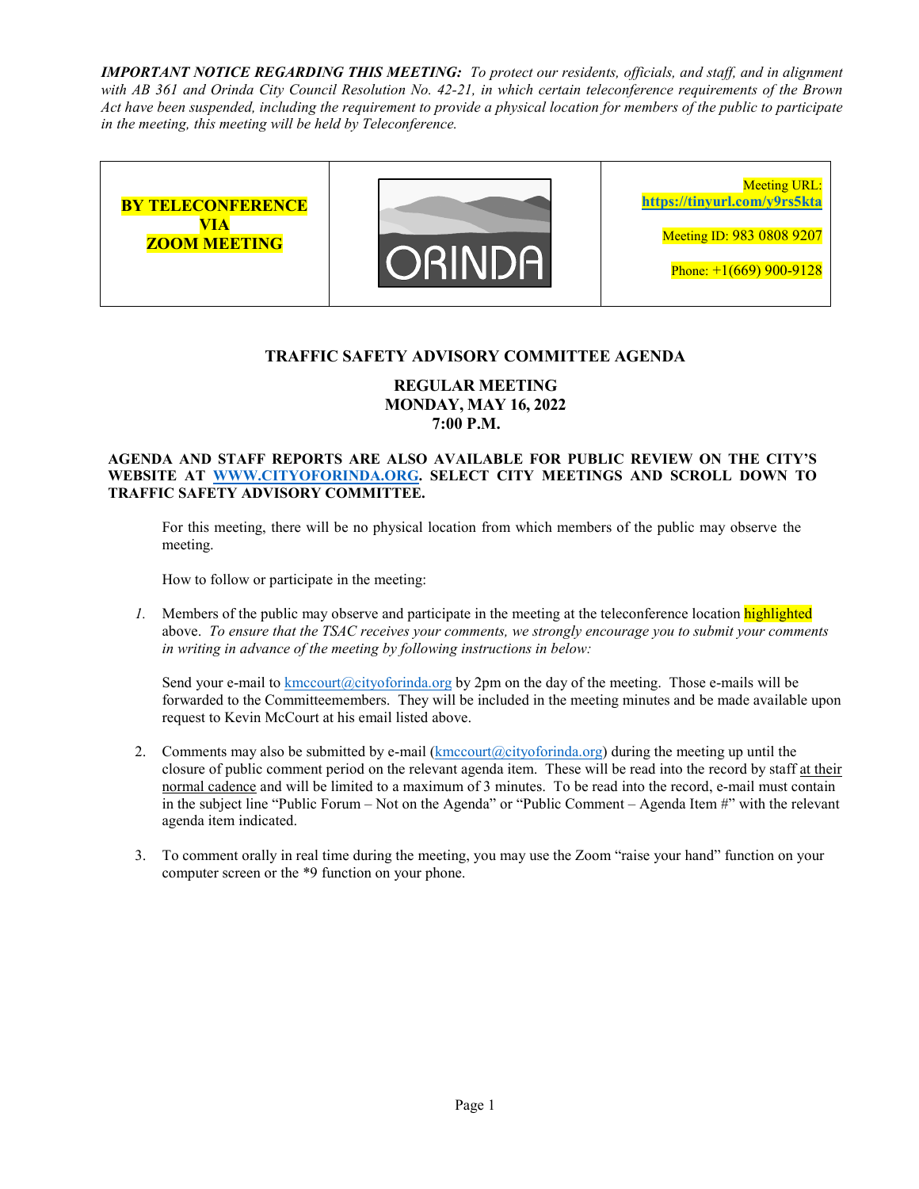***IMPORTANT NOTICE REGARDING THIS MEETING:*** *To protect our residents, officials, and staff, and in alignment with AB 361 and Orinda City Council Resolution No. 42-21, in which certain teleconference requirements of the Brown Act have been suspended, including the requirement to provide a physical location for members of the public to participate in the meeting, this meeting will be held by Teleconference.*

| **BY TELECONFERENCE VIA ZOOM MEETING** | ORINDA | Meeting URL: **https://tinyurl.com/y9rs5kta**<br><br>Meeting ID: 983 0808 9207<br><br>Phone: +1(669) 900-9128 |
|---|---|---|

## TRAFFIC SAFETY ADVISORY COMMITTEE AGENDA

### REGULAR MEETING
### MONDAY, MAY 16, 2022
### 7:00 P.M.

**AGENDA AND STAFF REPORTS ARE ALSO AVAILABLE FOR PUBLIC REVIEW ON THE CITY'S WEBSITE AT WWW.CITYOFORINDA.ORG. SELECT CITY MEETINGS AND SCROLL DOWN TO TRAFFIC SAFETY ADVISORY COMMITTEE.**

For this meeting, there will be no physical location from which members of the public may observe the meeting.

How to follow or participate in the meeting:

1. Members of the public may observe and participate in the meeting at the teleconference location highlighted above. *To ensure that the TSAC receives your comments, we strongly encourage you to submit your comments in writing in advance of the meeting by following instructions in below:*

   Send your e-mail to kmccourt@cityoforinda.org by 2pm on the day of the meeting. Those e-mails will be forwarded to the Committeemembers. They will be included in the meeting minutes and be made available upon request to Kevin McCourt at his email listed above.

2. Comments may also be submitted by e-mail (kmccourt@cityoforinda.org) during the meeting up until the closure of public comment period on the relevant agenda item. These will be read into the record by staff at their normal cadence and will be limited to a maximum of 3 minutes. To be read into the record, e-mail must contain in the subject line "Public Forum – Not on the Agenda" or "Public Comment – Agenda Item #" with the relevant agenda item indicated.

3. To comment orally in real time during the meeting, you may use the Zoom "raise your hand" function on your computer screen or the *9 function on your phone.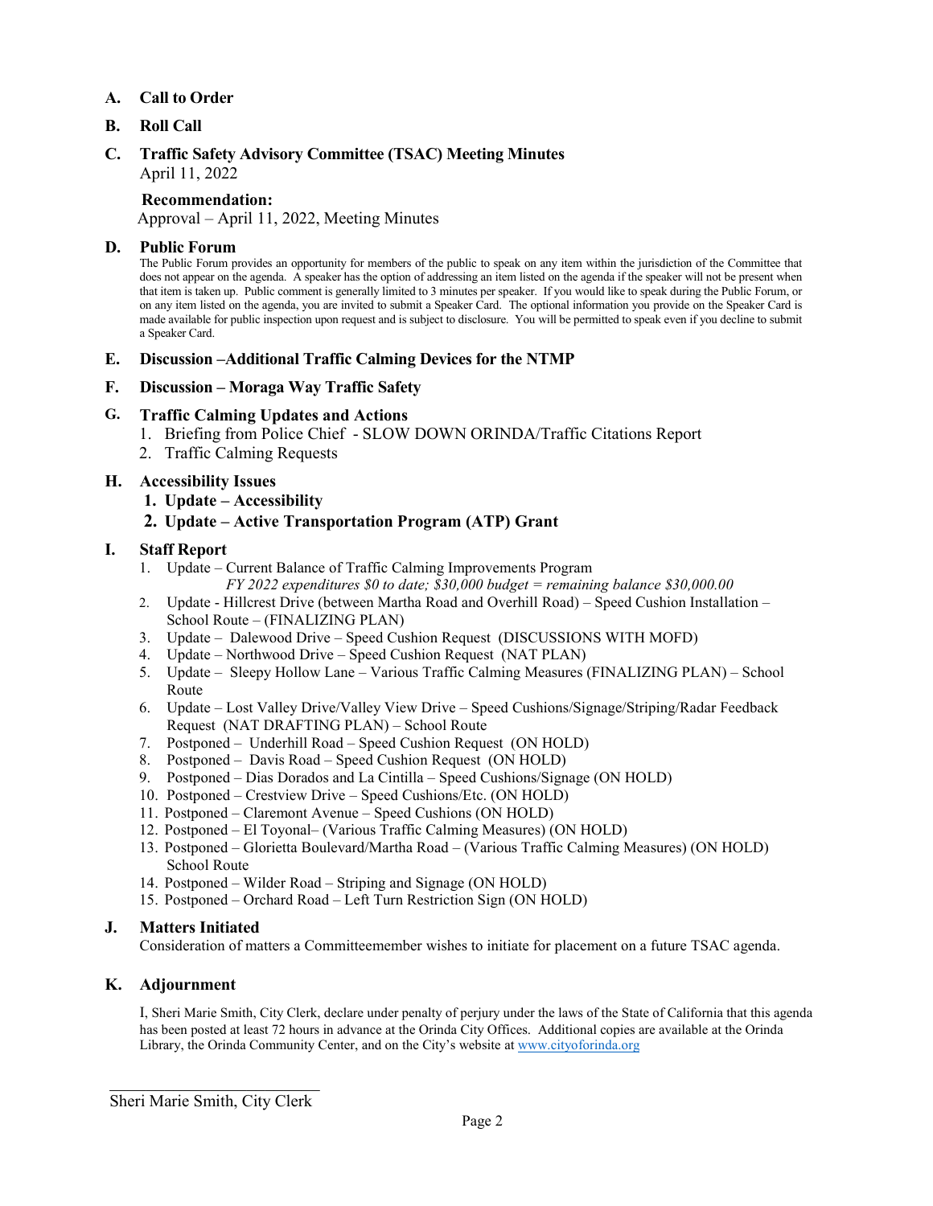**A. Call to Order**

**B. Roll Call**

**C. Traffic Safety Advisory Committee (TSAC) Meeting Minutes**
April 11, 2022

**Recommendation:**
Approval – April 11, 2022, Meeting Minutes

**D. Public Forum**
The Public Forum provides an opportunity for members of the public to speak on any item within the jurisdiction of the Committee that does not appear on the agenda. A speaker has the option of addressing an item listed on the agenda if the speaker will not be present when that item is taken up. Public comment is generally limited to 3 minutes per speaker. If you would like to speak during the Public Forum, or on any item listed on the agenda, you are invited to submit a Speaker Card. The optional information you provide on the Speaker Card is made available for public inspection upon request and is subject to disclosure. You will be permitted to speak even if you decline to submit a Speaker Card.

**E. Discussion –Additional Traffic Calming Devices for the NTMP**

**F. Discussion – Moraga Way Traffic Safety**

**G. Traffic Calming Updates and Actions**

1. Briefing from Police Chief - SLOW DOWN ORINDA/Traffic Citations Report
2. Traffic Calming Requests

**H. Accessibility Issues**

1. **Update – Accessibility**
2. **Update – Active Transportation Program (ATP) Grant**

**I. Staff Report**

1. Update – Current Balance of Traffic Calming Improvements Program
   *FY 2022 expenditures $0 to date; $30,000 budget = remaining balance $30,000.00*
2. Update - Hillcrest Drive (between Martha Road and Overhill Road) – Speed Cushion Installation – School Route – (FINALIZING PLAN)
3. Update – Dalewood Drive – Speed Cushion Request (DISCUSSIONS WITH MOFD)
4. Update – Northwood Drive – Speed Cushion Request (NAT PLAN)
5. Update – Sleepy Hollow Lane – Various Traffic Calming Measures (FINALIZING PLAN) – School Route
6. Update – Lost Valley Drive/Valley View Drive – Speed Cushions/Signage/Striping/Radar Feedback Request (NAT DRAFTING PLAN) – School Route
7. Postponed – Underhill Road – Speed Cushion Request (ON HOLD)
8. Postponed – Davis Road – Speed Cushion Request (ON HOLD)
9. Postponed – Dias Dorados and La Cintilla – Speed Cushions/Signage (ON HOLD)
10. Postponed – Crestview Drive – Speed Cushions/Etc. (ON HOLD)
11. Postponed – Claremont Avenue – Speed Cushions (ON HOLD)
12. Postponed – El Toyonal– (Various Traffic Calming Measures) (ON HOLD)
13. Postponed – Glorietta Boulevard/Martha Road – (Various Traffic Calming Measures) (ON HOLD) School Route
14. Postponed – Wilder Road – Striping and Signage (ON HOLD)
15. Postponed – Orchard Road – Left Turn Restriction Sign (ON HOLD)

**J. Matters Initiated**
Consideration of matters a Committeemember wishes to initiate for placement on a future TSAC agenda.

**K. Adjournment**

I, Sheri Marie Smith, City Clerk, declare under penalty of perjury under the laws of the State of California that this agenda has been posted at least 72 hours in advance at the Orinda City Offices. Additional copies are available at the Orinda Library, the Orinda Community Center, and on the City's website at www.cityoforinda.org

\_\_\_\_\_\_\_\_\_\_\_\_\_\_\_\_\_\_\_\_\_\_\_\_\_\_\_\_
Sheri Marie Smith, City Clerk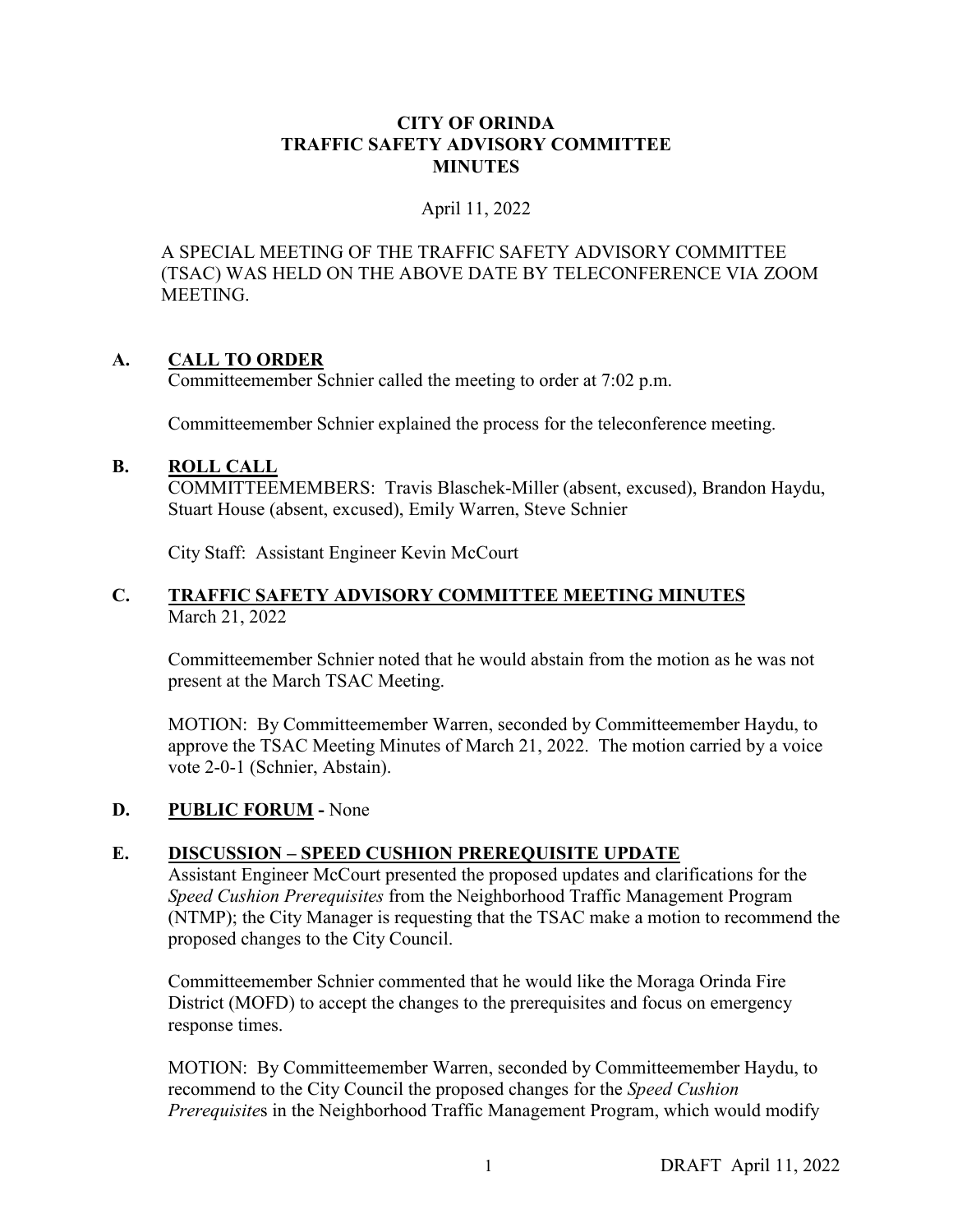# CITY OF ORINDA
# TRAFFIC SAFETY ADVISORY COMMITTEE
# MINUTES

April 11, 2022

A SPECIAL MEETING OF THE TRAFFIC SAFETY ADVISORY COMMITTEE (TSAC) WAS HELD ON THE ABOVE DATE BY TELECONFERENCE VIA ZOOM MEETING.

## A. CALL TO ORDER

Committeemember Schnier called the meeting to order at 7:02 p.m.

Committeemember Schnier explained the process for the teleconference meeting.

## B. ROLL CALL

COMMITTEEMEMBERS: Travis Blaschek-Miller (absent, excused), Brandon Haydu, Stuart House (absent, excused), Emily Warren, Steve Schnier

City Staff: Assistant Engineer Kevin McCourt

## C. TRAFFIC SAFETY ADVISORY COMMITTEE MEETING MINUTES

March 21, 2022

Committeemember Schnier noted that he would abstain from the motion as he was not present at the March TSAC Meeting.

MOTION: By Committeemember Warren, seconded by Committeemember Haydu, to approve the TSAC Meeting Minutes of March 21, 2022. The motion carried by a voice vote 2-0-1 (Schnier, Abstain).

## D. PUBLIC FORUM - None

## E. DISCUSSION – SPEED CUSHION PREREQUISITE UPDATE

Assistant Engineer McCourt presented the proposed updates and clarifications for the *Speed Cushion Prerequisites* from the Neighborhood Traffic Management Program (NTMP); the City Manager is requesting that the TSAC make a motion to recommend the proposed changes to the City Council.

Committeemember Schnier commented that he would like the Moraga Orinda Fire District (MOFD) to accept the changes to the prerequisites and focus on emergency response times.

MOTION: By Committeemember Warren, seconded by Committeemember Haydu, to recommend to the City Council the proposed changes for the *Speed Cushion Prerequisites* in the Neighborhood Traffic Management Program, which would modify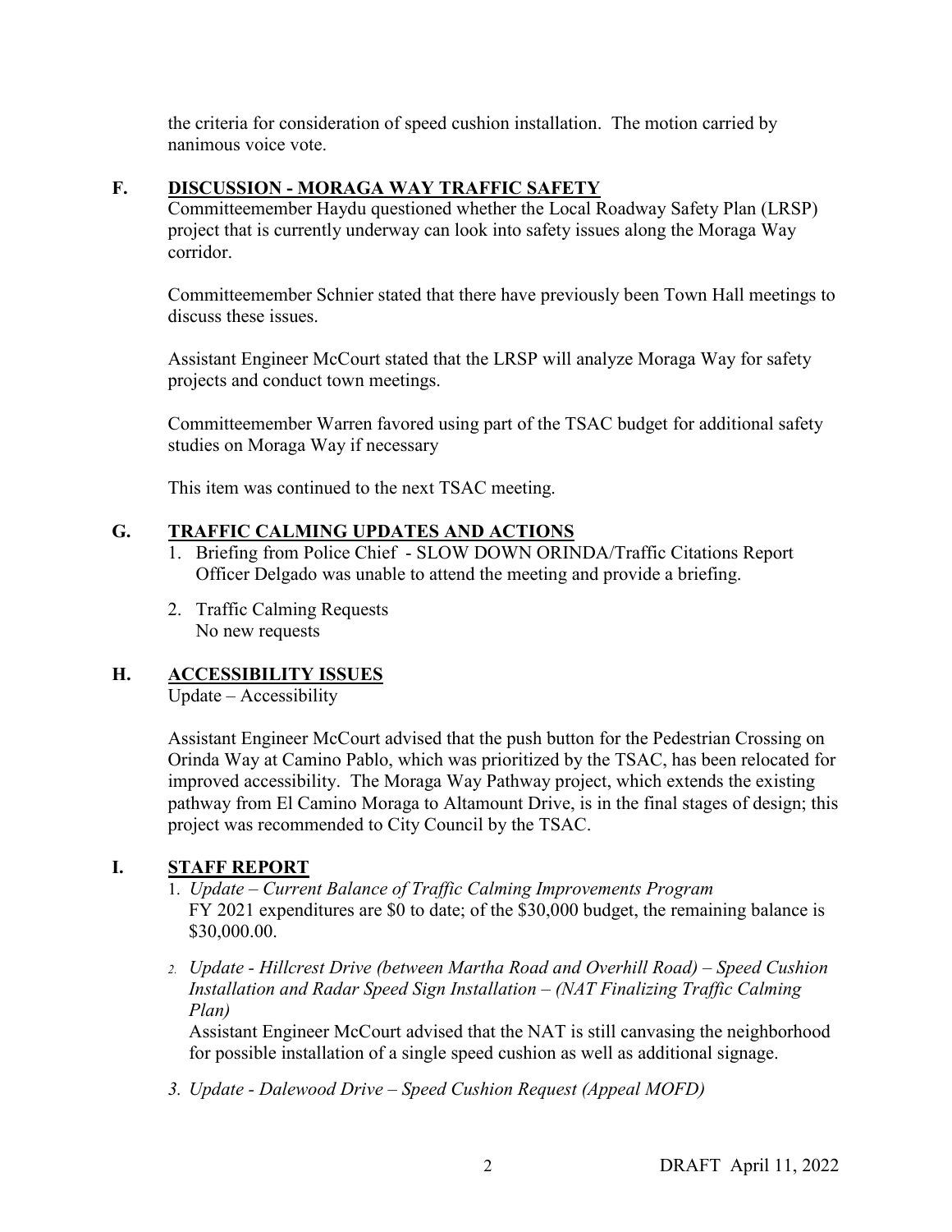the criteria for consideration of speed cushion installation. The motion carried by nanimous voice vote.

## F. DISCUSSION - MORAGA WAY TRAFFIC SAFETY

Committeemember Haydu questioned whether the Local Roadway Safety Plan (LRSP) project that is currently underway can look into safety issues along the Moraga Way corridor.

Committeemember Schnier stated that there have previously been Town Hall meetings to discuss these issues.

Assistant Engineer McCourt stated that the LRSP will analyze Moraga Way for safety projects and conduct town meetings.

Committeemember Warren favored using part of the TSAC budget for additional safety studies on Moraga Way if necessary

This item was continued to the next TSAC meeting.

## G. TRAFFIC CALMING UPDATES AND ACTIONS

1. Briefing from Police Chief - SLOW DOWN ORINDA/Traffic Citations Report
   Officer Delgado was unable to attend the meeting and provide a briefing.

2. Traffic Calming Requests
   No new requests

## H. ACCESSIBILITY ISSUES

Update – Accessibility

Assistant Engineer McCourt advised that the push button for the Pedestrian Crossing on Orinda Way at Camino Pablo, which was prioritized by the TSAC, has been relocated for improved accessibility. The Moraga Way Pathway project, which extends the existing pathway from El Camino Moraga to Altamount Drive, is in the final stages of design; this project was recommended to City Council by the TSAC.

## I. STAFF REPORT

1. *Update – Current Balance of Traffic Calming Improvements Program*
   FY 2021 expenditures are $0 to date; of the $30,000 budget, the remaining balance is $30,000.00.

2. *Update - Hillcrest Drive (between Martha Road and Overhill Road) – Speed Cushion Installation and Radar Speed Sign Installation – (NAT Finalizing Traffic Calming Plan)*
   Assistant Engineer McCourt advised that the NAT is still canvasing the neighborhood for possible installation of a single speed cushion as well as additional signage.

3. *Update - Dalewood Drive – Speed Cushion Request (Appeal MOFD)*

DRAFT April 11, 2022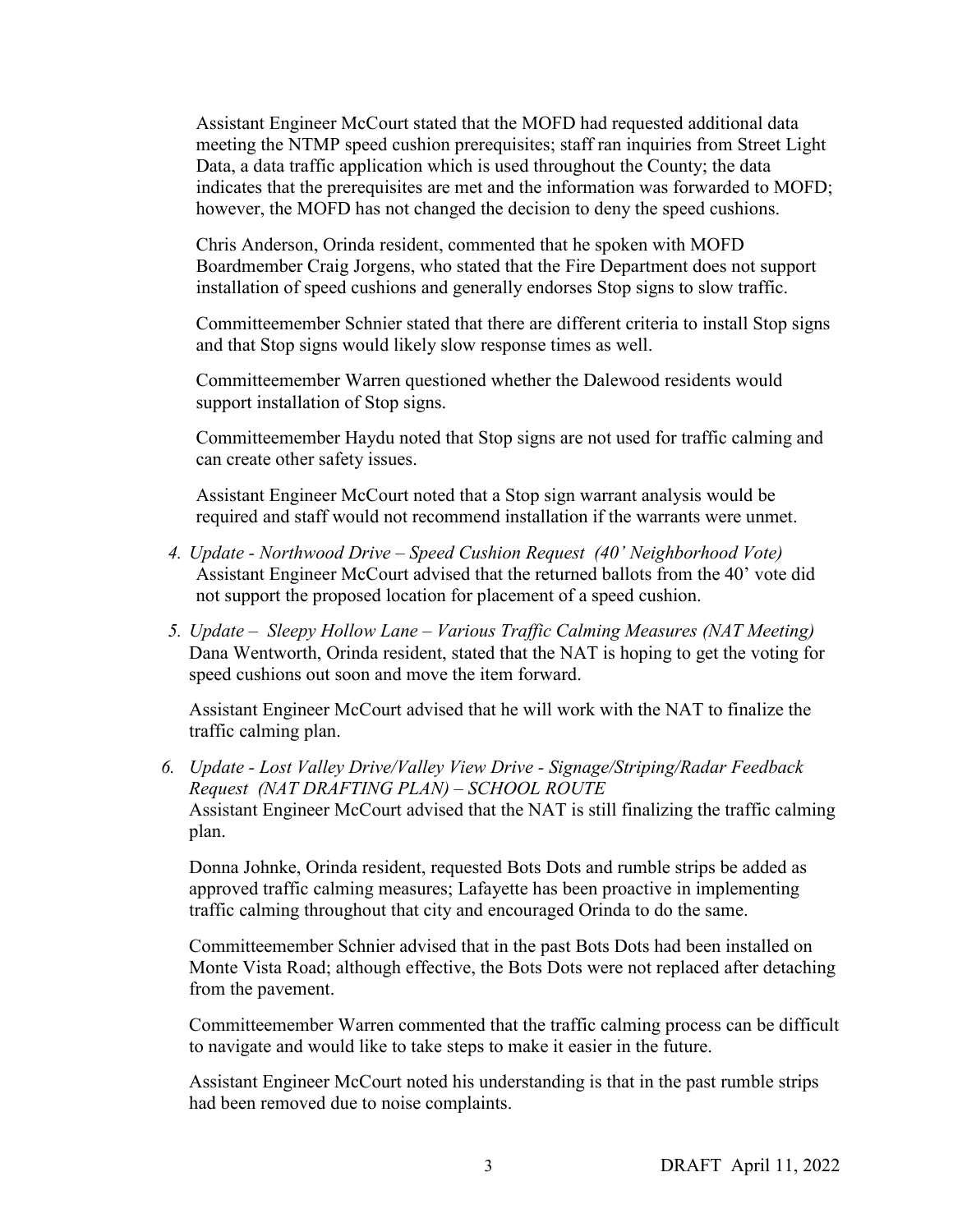Assistant Engineer McCourt stated that the MOFD had requested additional data meeting the NTMP speed cushion prerequisites; staff ran inquiries from Street Light Data, a data traffic application which is used throughout the County; the data indicates that the prerequisites are met and the information was forwarded to MOFD; however, the MOFD has not changed the decision to deny the speed cushions.

Chris Anderson, Orinda resident, commented that he spoken with MOFD Boardmember Craig Jorgens, who stated that the Fire Department does not support installation of speed cushions and generally endorses Stop signs to slow traffic.

Committeemember Schnier stated that there are different criteria to install Stop signs and that Stop signs would likely slow response times as well.

Committeemember Warren questioned whether the Dalewood residents would support installation of Stop signs.

Committeemember Haydu noted that Stop signs are not used for traffic calming and can create other safety issues.

Assistant Engineer McCourt noted that a Stop sign warrant analysis would be required and staff would not recommend installation if the warrants were unmet.

4. *Update - Northwood Drive – Speed Cushion Request (40' Neighborhood Vote)*
   Assistant Engineer McCourt advised that the returned ballots from the 40' vote did not support the proposed location for placement of a speed cushion.

5. *Update – Sleepy Hollow Lane – Various Traffic Calming Measures (NAT Meeting)*
   Dana Wentworth, Orinda resident, stated that the NAT is hoping to get the voting for speed cushions out soon and move the item forward.

   Assistant Engineer McCourt advised that he will work with the NAT to finalize the traffic calming plan.

6. *Update - Lost Valley Drive/Valley View Drive - Signage/Striping/Radar Feedback Request (NAT DRAFTING PLAN) – SCHOOL ROUTE*
   Assistant Engineer McCourt advised that the NAT is still finalizing the traffic calming plan.

   Donna Johnke, Orinda resident, requested Bots Dots and rumble strips be added as approved traffic calming measures; Lafayette has been proactive in implementing traffic calming throughout that city and encouraged Orinda to do the same.

   Committeemember Schnier advised that in the past Bots Dots had been installed on Monte Vista Road; although effective, the Bots Dots were not replaced after detaching from the pavement.

   Committeemember Warren commented that the traffic calming process can be difficult to navigate and would like to take steps to make it easier in the future.

   Assistant Engineer McCourt noted his understanding is that in the past rumble strips had been removed due to noise complaints.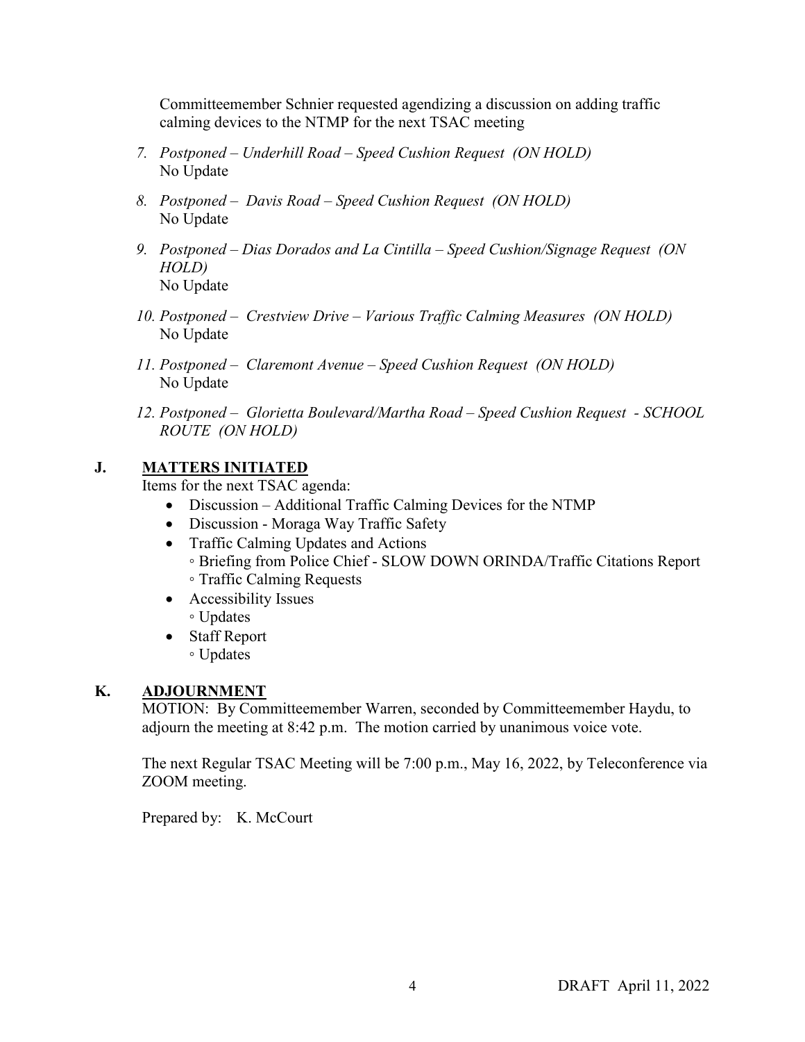Committeemember Schnier requested agendizing a discussion on adding traffic calming devices to the NTMP for the next TSAC meeting

7. *Postponed – Underhill Road – Speed Cushion Request (ON HOLD)*
   No Update

8. *Postponed – Davis Road – Speed Cushion Request (ON HOLD)*
   No Update

9. *Postponed – Dias Dorados and La Cintilla – Speed Cushion/Signage Request (ON HOLD)*
   No Update

10. *Postponed – Crestview Drive – Various Traffic Calming Measures (ON HOLD)*
    No Update

11. *Postponed – Claremont Avenue – Speed Cushion Request (ON HOLD)*
    No Update

12. *Postponed – Glorietta Boulevard/Martha Road – Speed Cushion Request - SCHOOL ROUTE (ON HOLD)*

## J. MATTERS INITIATED

Items for the next TSAC agenda:

- Discussion – Additional Traffic Calming Devices for the NTMP
- Discussion - Moraga Way Traffic Safety
- Traffic Calming Updates and Actions
  - Briefing from Police Chief - SLOW DOWN ORINDA/Traffic Citations Report
  - Traffic Calming Requests
- Accessibility Issues
  - Updates
- Staff Report
  - Updates

## K. ADJOURNMENT

MOTION: By Committeemember Warren, seconded by Committeemember Haydu, to adjourn the meeting at 8:42 p.m. The motion carried by unanimous voice vote.

The next Regular TSAC Meeting will be 7:00 p.m., May 16, 2022, by Teleconference via ZOOM meeting.

Prepared by: K. McCourt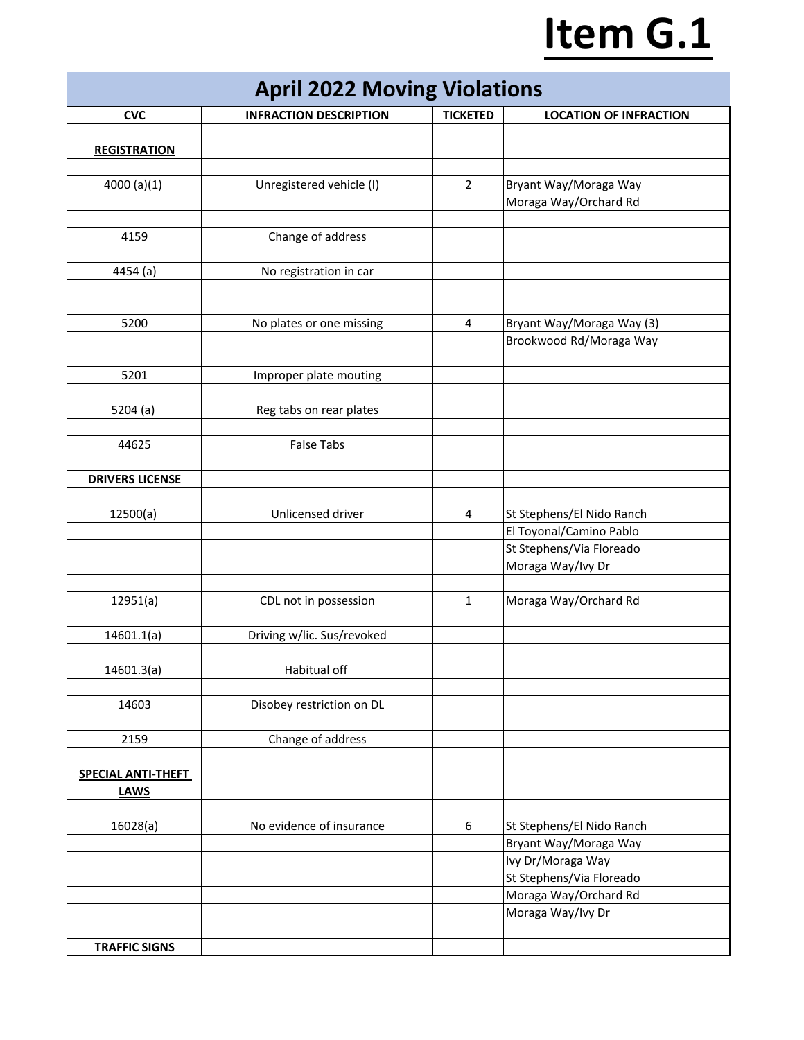# Item G.1

| April 2022 Moving Violations | | | |
|---|---|---|---|
| CVC | INFRACTION DESCRIPTION | TICKETED | LOCATION OF INFRACTION |
| | | | |
| **REGISTRATION** | | | |
| | | | |
| 4000 (a)(1) | Unregistered vehicle (I) | 2 | Bryant Way/Moraga Way |
| | | | Moraga Way/Orchard Rd |
| | | | |
| 4159 | Change of address | | |
| | | | |
| 4454 (a) | No registration in car | | |
| | | | |
| | | | |
| 5200 | No plates or one missing | 4 | Bryant Way/Moraga Way (3) |
| | | | Brookwood Rd/Moraga Way |
| | | | |
| 5201 | Improper plate mouting | | |
| | | | |
| 5204 (a) | Reg tabs on rear plates | | |
| | | | |
| 44625 | False Tabs | | |
| | | | |
| **DRIVERS LICENSE** | | | |
| | | | |
| 12500(a) | Unlicensed driver | 4 | St Stephens/El Nido Ranch |
| | | | El Toyonal/Camino Pablo |
| | | | St Stephens/Via Floreado |
| | | | Moraga Way/Ivy Dr |
| | | | |
| 12951(a) | CDL not in possession | 1 | Moraga Way/Orchard Rd |
| | | | |
| 14601.1(a) | Driving w/lic. Sus/revoked | | |
| | | | |
| 14601.3(a) | Habitual off | | |
| | | | |
| 14603 | Disobey restriction on DL | | |
| | | | |
| 2159 | Change of address | | |
| | | | |
| **SPECIAL ANTI-THEFT LAWS** | | | |
| | | | |
| 16028(a) | No evidence of insurance | 6 | St Stephens/El Nido Ranch |
| | | | Bryant Way/Moraga Way |
| | | | Ivy Dr/Moraga Way |
| | | | St Stephens/Via Floreado |
| | | | Moraga Way/Orchard Rd |
| | | | Moraga Way/Ivy Dr |
| | | | |
| **TRAFFIC SIGNS** | | | |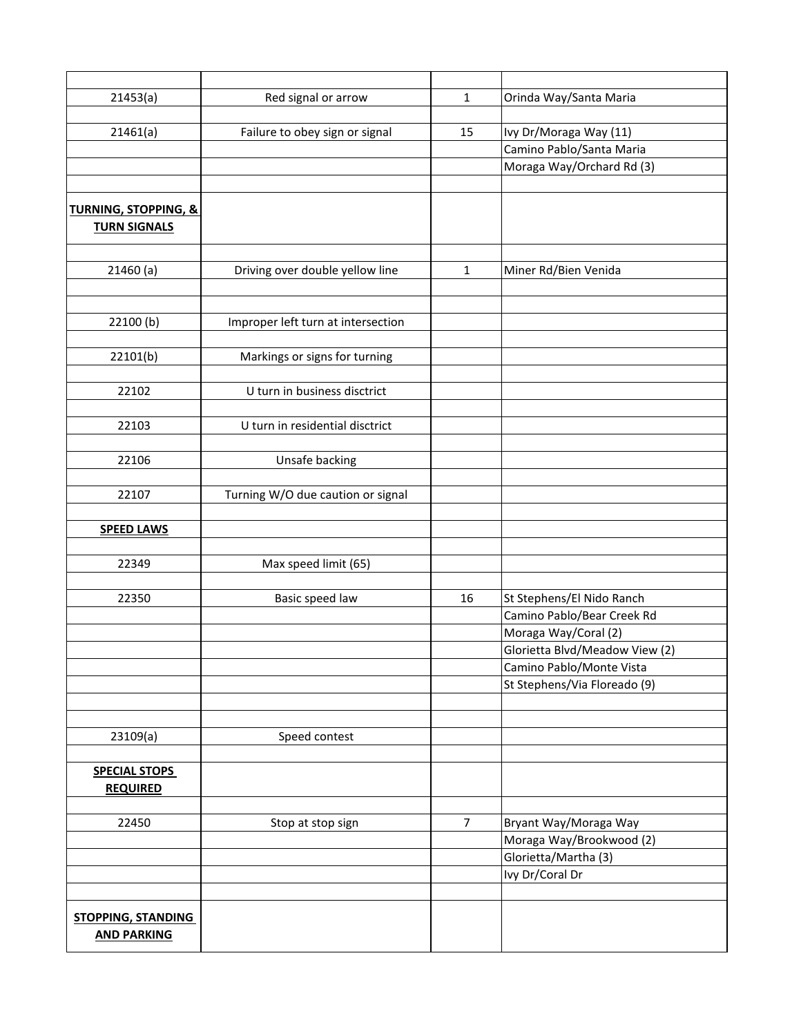| | | | |
|---|---|---|---|
| 21453(a) | Red signal or arrow | 1 | Orinda Way/Santa Maria |
| | | | |
| 21461(a) | Failure to obey sign or signal | 15 | Ivy Dr/Moraga Way (11) |
| | | | Camino Pablo/Santa Maria |
| | | | Moraga Way/Orchard Rd (3) |
| | | | |
| **TURNING, STOPPING, & TURN SIGNALS** | | | |
| | | | |
| 21460 (a) | Driving over double yellow line | 1 | Miner Rd/Bien Venida |
| | | | |
| | | | |
| 22100 (b) | Improper left turn at intersection | | |
| | | | |
| 22101(b) | Markings or signs for turning | | |
| | | | |
| 22102 | U turn in business disctrict | | |
| | | | |
| 22103 | U turn in residential disctrict | | |
| | | | |
| 22106 | Unsafe backing | | |
| | | | |
| 22107 | Turning W/O due caution or signal | | |
| | | | |
| **SPEED LAWS** | | | |
| | | | |
| 22349 | Max speed limit (65) | | |
| | | | |
| 22350 | Basic speed law | 16 | St Stephens/El Nido Ranch |
| | | | Camino Pablo/Bear Creek Rd |
| | | | Moraga Way/Coral (2) |
| | | | Glorietta Blvd/Meadow View (2) |
| | | | Camino Pablo/Monte Vista |
| | | | St Stephens/Via Floreado (9) |
| | | | |
| | | | |
| 23109(a) | Speed contest | | |
| | | | |
| **SPECIAL STOPS REQUIRED** | | | |
| | | | |
| 22450 | Stop at stop sign | 7 | Bryant Way/Moraga Way |
| | | | Moraga Way/Brookwood (2) |
| | | | Glorietta/Martha (3) |
| | | | Ivy Dr/Coral Dr |
| | | | |
| **STOPPING, STANDING AND PARKING** | | | |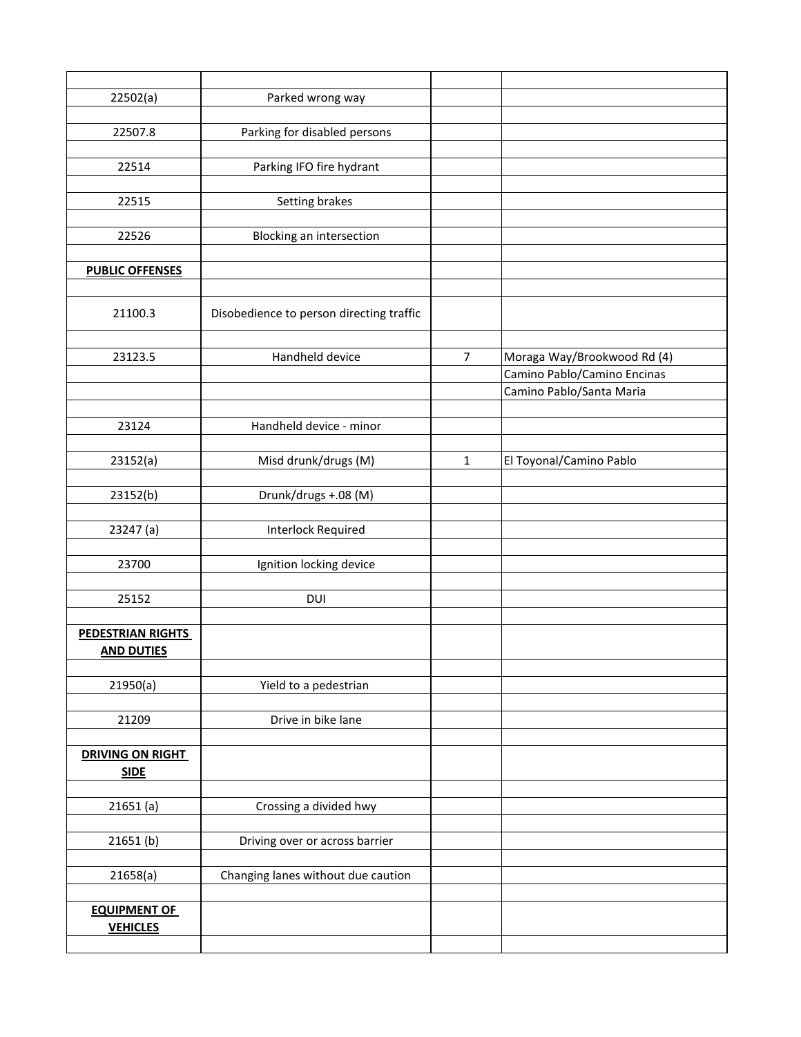| | | | |
|---|---|---|---|
| 22502(a) | Parked wrong way | | |
| 22507.8 | Parking for disabled persons | | |
| 22514 | Parking IFO fire hydrant | | |
| 22515 | Setting brakes | | |
| 22526 | Blocking an intersection | | |
| **PUBLIC OFFENSES** | | | |
| 21100.3 | Disobedience to person directing traffic | | |
| 23123.5 | Handheld device | 7 | Moraga Way/Brookwood Rd (4) |
| | | | Camino Pablo/Camino Encinas |
| | | | Camino Pablo/Santa Maria |
| 23124 | Handheld device - minor | | |
| 23152(a) | Misd drunk/drugs (M) | 1 | El Toyonal/Camino Pablo |
| 23152(b) | Drunk/drugs +.08 (M) | | |
| 23247 (a) | Interlock Required | | |
| 23700 | Ignition locking device | | |
| 25152 | DUI | | |
| **PEDESTRIAN RIGHTS AND DUTIES** | | | |
| 21950(a) | Yield to a pedestrian | | |
| 21209 | Drive in bike lane | | |
| **DRIVING ON RIGHT SIDE** | | | |
| 21651 (a) | Crossing a divided hwy | | |
| 21651 (b) | Driving over or across barrier | | |
| 21658(a) | Changing lanes without due caution | | |
| **EQUIPMENT OF VEHICLES** | | | |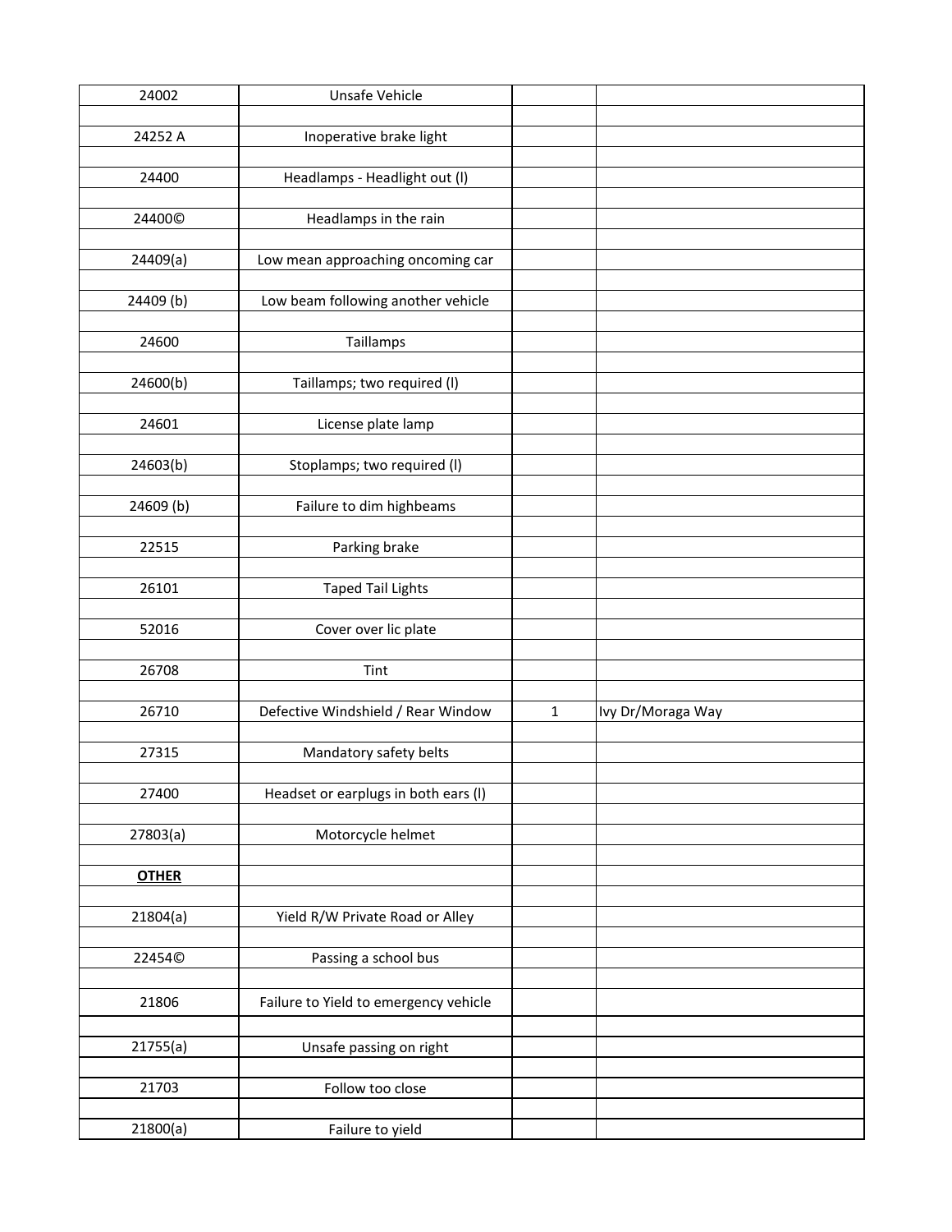| | | | |
|---|---|---|---|
| 24002 | Unsafe Vehicle | | |
| | | | |
| 24252 A | Inoperative brake light | | |
| | | | |
| 24400 | Headlamps - Headlight out (l) | | |
| | | | |
| 24400© | Headlamps in the rain | | |
| | | | |
| 24409(a) | Low mean approaching oncoming car | | |
| | | | |
| 24409 (b) | Low beam following another vehicle | | |
| | | | |
| 24600 | Taillamps | | |
| | | | |
| 24600(b) | Taillamps; two required (l) | | |
| | | | |
| 24601 | License plate lamp | | |
| | | | |
| 24603(b) | Stoplamps; two required (l) | | |
| | | | |
| 24609 (b) | Failure to dim highbeams | | |
| | | | |
| 22515 | Parking brake | | |
| | | | |
| 26101 | Taped Tail Lights | | |
| | | | |
| 52016 | Cover over lic plate | | |
| | | | |
| 26708 | Tint | | |
| | | | |
| 26710 | Defective Windshield / Rear Window | 1 | Ivy Dr/Moraga Way |
| | | | |
| 27315 | Mandatory safety belts | | |
| | | | |
| 27400 | Headset or earplugs in both ears (l) | | |
| | | | |
| 27803(a) | Motorcycle helmet | | |
| | | | |
| **OTHER** | | | |
| | | | |
| 21804(a) | Yield R/W Private Road or Alley | | |
| | | | |
| 22454© | Passing a school bus | | |
| | | | |
| 21806 | Failure to Yield to emergency vehicle | | |
| | | | |
| 21755(a) | Unsafe passing on right | | |
| | | | |
| 21703 | Follow too close | | |
| | | | |
| 21800(a) | Failure to yield | | |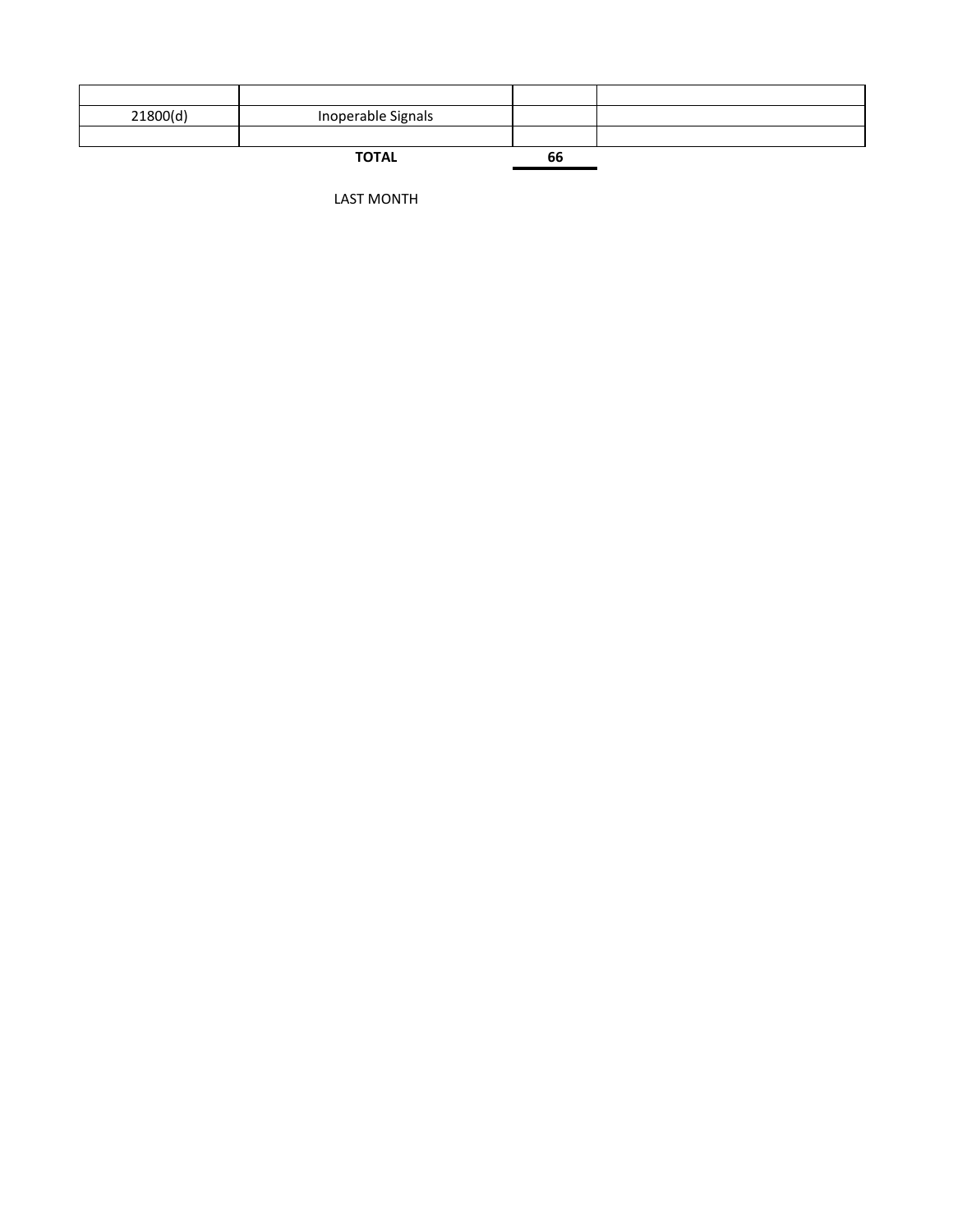| | | | |
|---|---|---|---|
| 21800(d) | Inoperable Signals | | |
| | | | |
| | **TOTAL** | **66** | |

LAST MONTH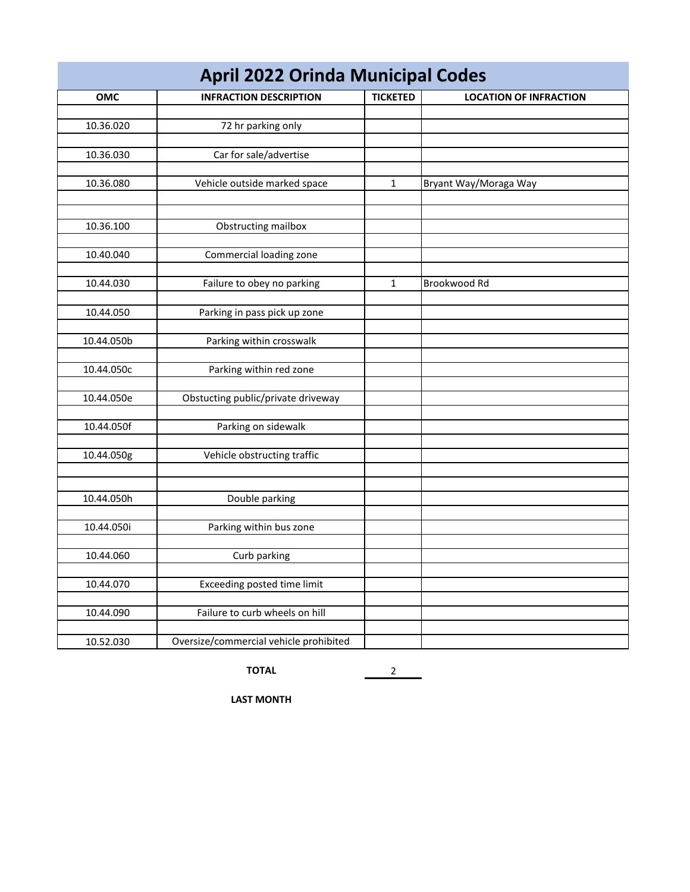# April 2022 Orinda Municipal Codes

| OMC | INFRACTION DESCRIPTION | TICKETED | LOCATION OF INFRACTION |
|---|---|---|---|
| 10.36.020 | 72 hr parking only | | |
| 10.36.030 | Car for sale/advertise | | |
| 10.36.080 | Vehicle outside marked space | 1 | Bryant Way/Moraga Way |
| 10.36.100 | Obstructing mailbox | | |
| 10.40.040 | Commercial loading zone | | |
| 10.44.030 | Failure to obey no parking | 1 | Brookwood Rd |
| 10.44.050 | Parking in pass pick up zone | | |
| 10.44.050b | Parking within crosswalk | | |
| 10.44.050c | Parking within red zone | | |
| 10.44.050e | Obstucting public/private driveway | | |
| 10.44.050f | Parking on sidewalk | | |
| 10.44.050g | Vehicle obstructing traffic | | |
| 10.44.050h | Double parking | | |
| 10.44.050i | Parking within bus zone | | |
| 10.44.060 | Curb parking | | |
| 10.44.070 | Exceeding posted time limit | | |
| 10.44.090 | Failure to curb wheels on hill | | |
| 10.52.030 | Oversize/commercial vehicle prohibited | | |
| | **TOTAL** | 2 | |
| | **LAST MONTH** | | |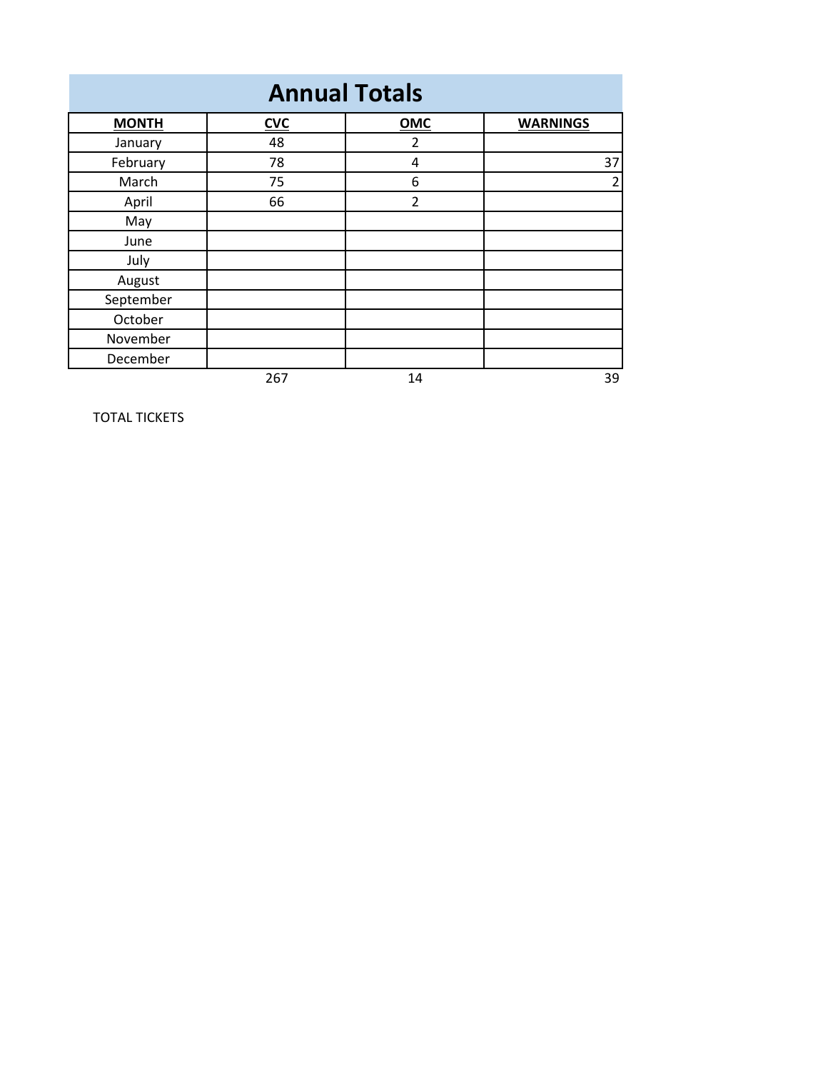# Annual Totals

| MONTH | CVC | OMC | WARNINGS |
|---|---|---|---|
| January | 48 | 2 | |
| February | 78 | 4 | 37 |
| March | 75 | 6 | 2 |
| April | 66 | 2 | |
| May | | | |
| June | | | |
| July | | | |
| August | | | |
| September | | | |
| October | | | |
| November | | | |
| December | | | |
| | 267 | 14 | 39 |

TOTAL TICKETS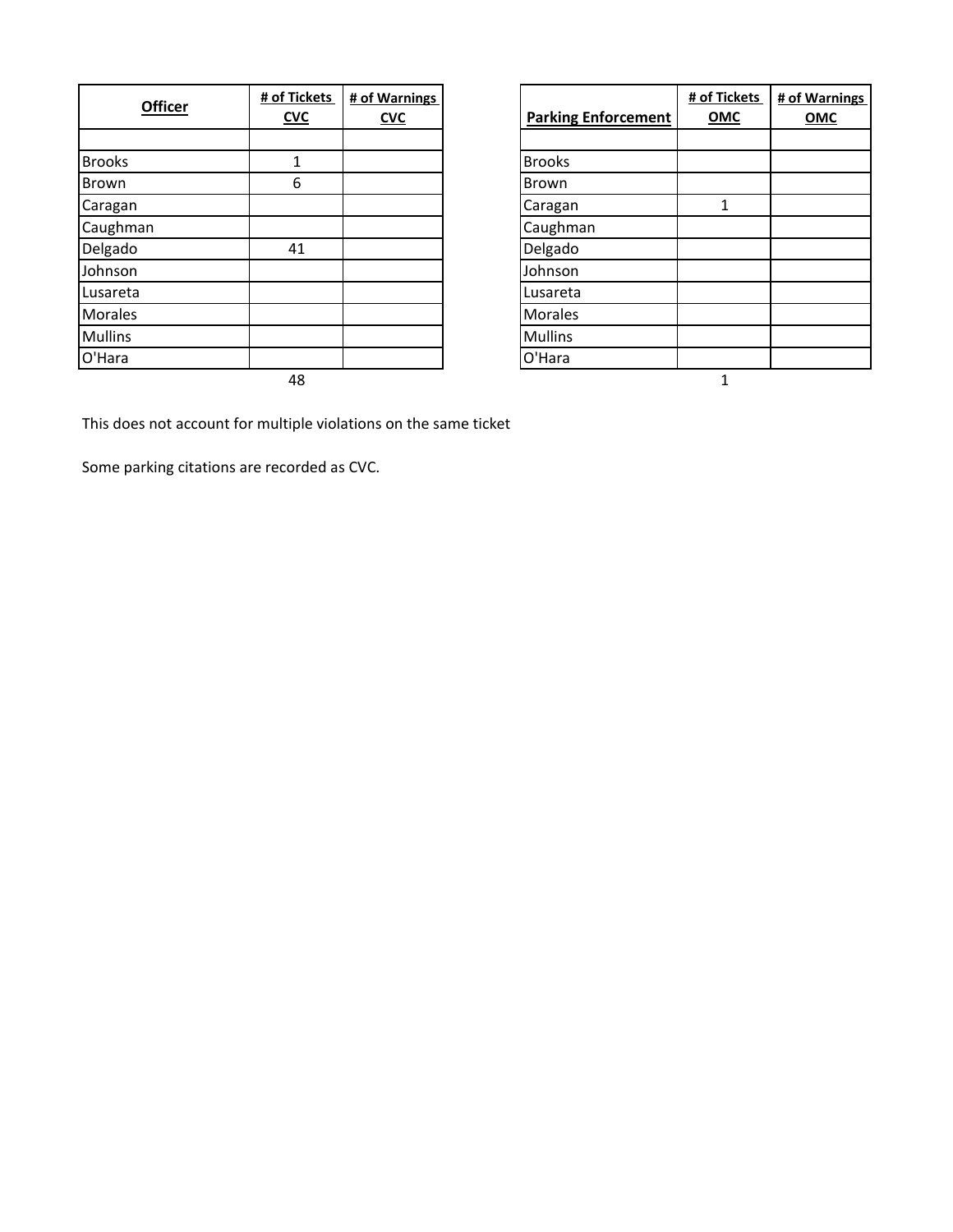| Officer | # of Tickets CVC | # of Warnings CVC |
|---|---|---|
| | | |
| Brooks | 1 | |
| Brown | 6 | |
| Caragan | | |
| Caughman | | |
| Delgado | 41 | |
| Johnson | | |
| Lusareta | | |
| Morales | | |
| Mullins | | |
| O'Hara | | |
| | 48 | |

| Parking Enforcement | # of Tickets OMC | # of Warnings OMC |
|---|---|---|
| | | |
| Brooks | | |
| Brown | | |
| Caragan | 1 | |
| Caughman | | |
| Delgado | | |
| Johnson | | |
| Lusareta | | |
| Morales | | |
| Mullins | | |
| O'Hara | | |
| | 1 | |

This does not account for multiple violations on the same ticket

Some parking citations are recorded as CVC.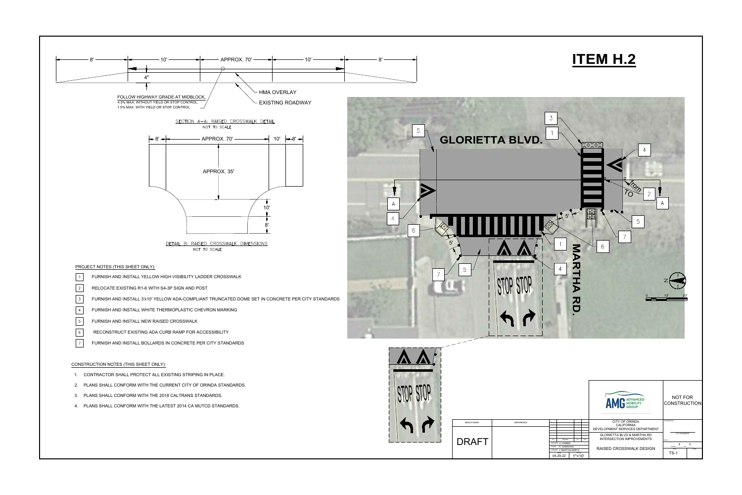# ITEM H.2

SECTION A–A: RAISED CROSSWALK DETAIL
NOT TO SCALE

8' | 10' | APPROX. 70' | 10' | 8'

4"

FOLLOW HIGHWAY GRADE AT MIDBLOCK.
4.5% MAX. WITHOUT YIELD OR STOP CONTROL.
1.5% MAX. WITH YIELD OR STOP CONTROL.

HMA OVERLAY

EXISTING ROADWAY

DETAIL B: RAISED CROSSWALK DIMENSIONS
NOT TO SCALE

8' | APPROX. 70' | 10' | 8'

APPROX. 35'

10'

8'

GLORIETTA BLVD.

MARTHA RD.

STOP STOP

5'

5'

## PROJECT NOTES (THIS SHEET ONLY):

1. FURNISH AND INSTALL YELLOW HIGH VISIBILITY LADDER CROSSWALK
2. RELOCATE EXISTING R1-6 WITH S4-3P SIGN AND POST
3. FURNISH AND INSTALL 3'x10' YELLOW ADA-COMPLIANT TRUNCATED DOME SET IN CONCRETE PER CITY STANDARDS
4. FURNISH AND INSTALL WHITE THERMOPLASTIC CHEVRON MARKING
5. FURNISH AND INSTALL NEW RAISED CROSSWALK
6. RECONSTRUCT EXISTING ADA CURB RAMP FOR ACCESSIBILITY
7. FURNISH AND INSTALL BOLLARDS IN CONCRETE PER CITY STANDARDS

## CONSTRUCTION NOTES (THIS SHEET ONLY):

1. CONTRACTOR SHALL PROTECT ALL EXISTING STRIPING IN PLACE.
2. PLANS SHALL CONFORM WITH THE CURRENT CITY OF ORINDA STANDARDS.
3. PLANS SHALL CONFORM WITH THE 2018 CALTRANS STANDARDS.
4. PLANS SHALL CONFORM WITH THE LATEST 2014 CA MUTCD STANDARDS.

AMG ADVANCED MOBILITY GROUP

NOT FOR CONSTRUCTION

DRAFT

BENCH MARK | REFERENCE

DESIGNED: C. HIGGINS
DRAWN: R. SABRANDO
CHECKED: J. BHATTACHARYA
04-29-22 | 1"=10'

CITY OF ORINDA
CALIFORNIA
DEVELOPMENT SERVICES DEPARTMENT

GLORIETTA BLVD & MARTHA RD
INTERSECTION IMPROVEMENTS

RAISED CROSSWALK DESIGN

CITY ENGINEER

SHEET 1 OF 1

TS-1